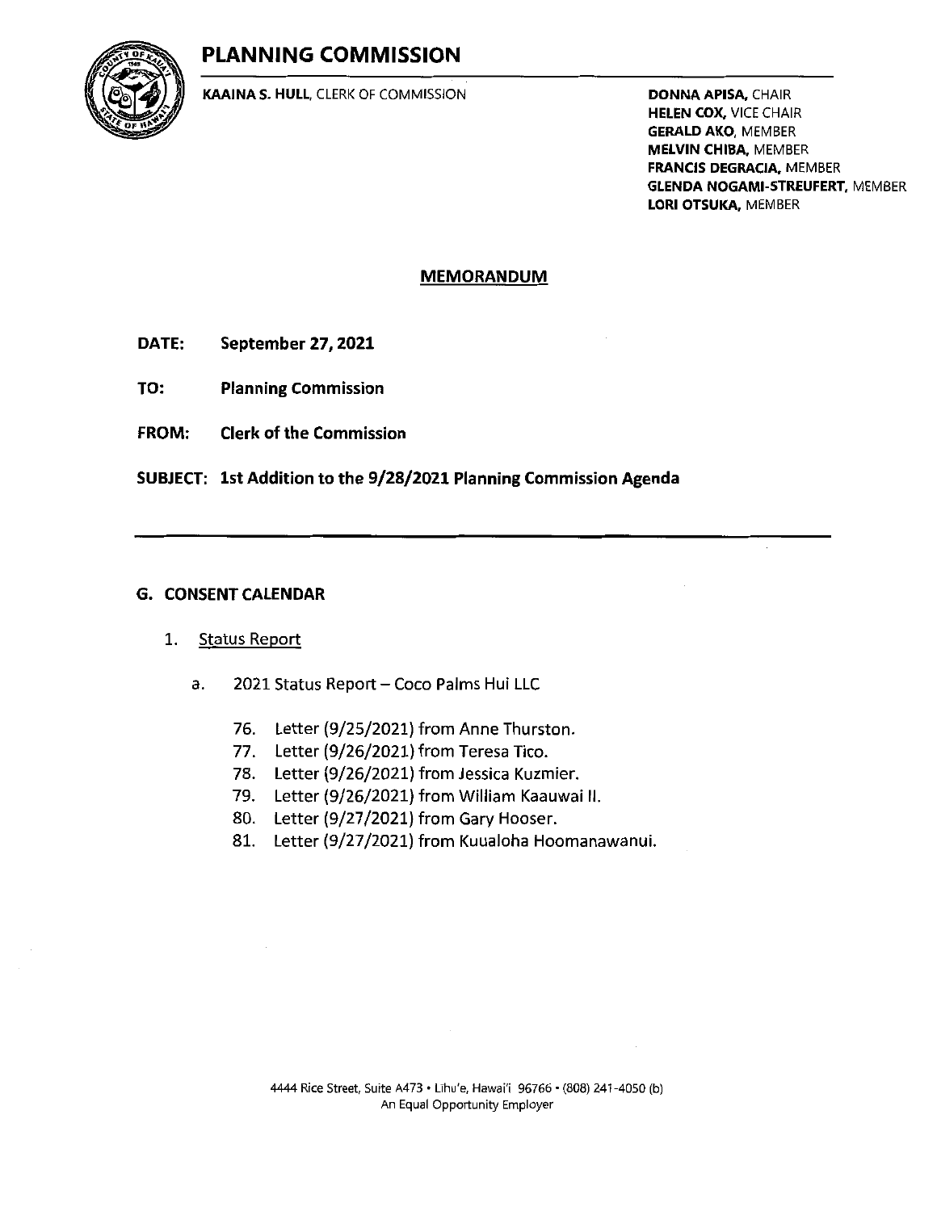# PLANNING COMMISSION

**KAAINA S. HULL**, CLERK OF COMMISSION

**DONNA APISA**, CHAIR
**HELEN COX**, VICE CHAIR
**GERALD AKO**, MEMBER
**MELVIN CHIBA**, MEMBER
**FRANCIS DEGRACIA**, MEMBER
**GLENDA NOGAMI-STREUFERT**, MEMBER
**LORI OTSUKA**, MEMBER

## MEMORANDUM

**DATE:** **September 27, 2021**

**TO:** **Planning Commission**

**FROM:** **Clerk of the Commission**

**SUBJECT:** **1st Addition to the 9/28/2021 Planning Commission Agenda**

---

### G. CONSENT CALENDAR

1. Status Report

   a. 2021 Status Report – Coco Palms Hui LLC

      76. Letter (9/25/2021) from Anne Thurston.
      77. Letter (9/26/2021) from Teresa Tico.
      78. Letter (9/26/2021) from Jessica Kuzmier.
      79. Letter (9/26/2021) from William Kaauwai II.
      80. Letter (9/27/2021) from Gary Hooser.
      81. Letter (9/27/2021) from Kuualoha Hoomanawanui.

4444 Rice Street, Suite A473 • Lihu'e, Hawai'i 96766 • (808) 241-4050 (b)
An Equal Opportunity Employer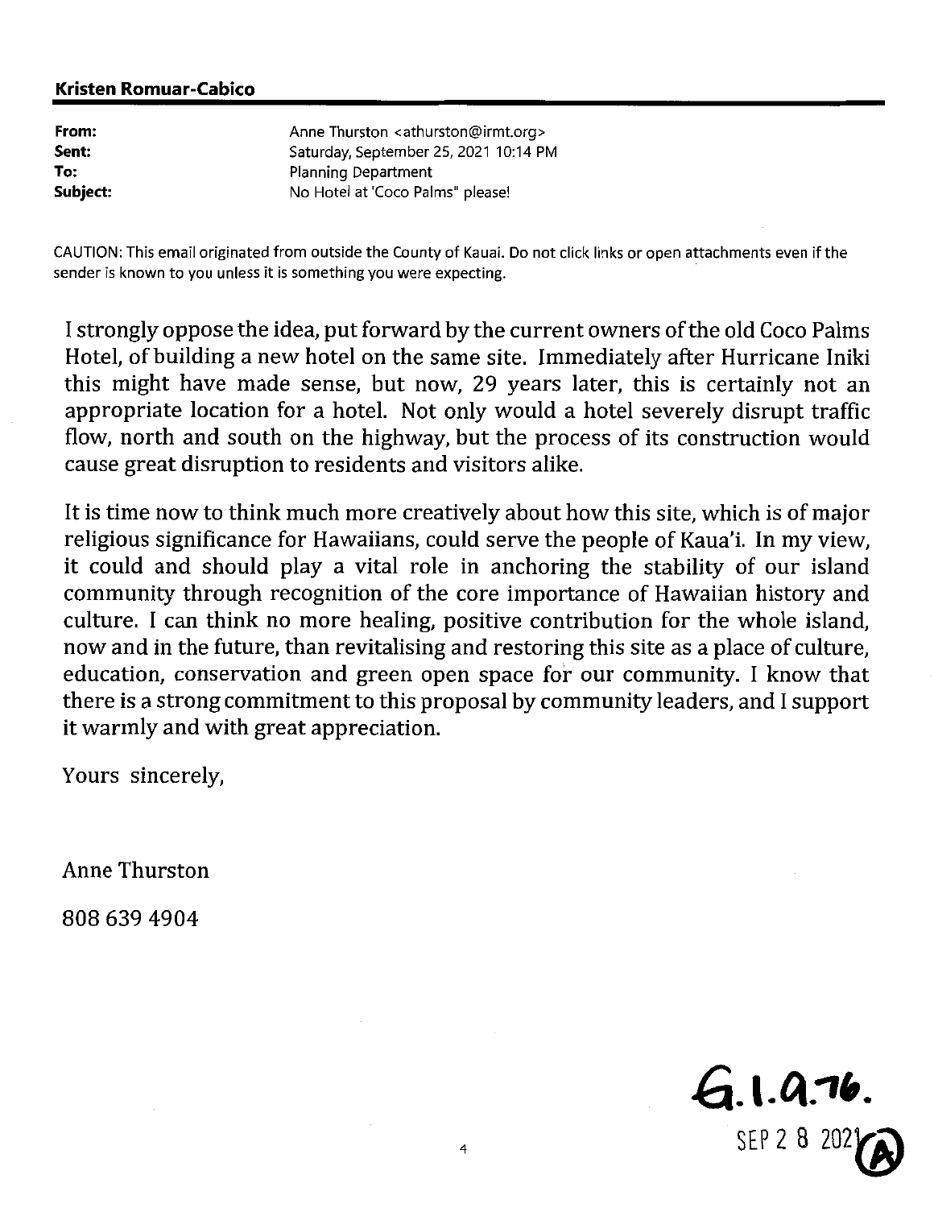**Kristen Romuar-Cabico**

| | |
|---|---|
| **From:** | Anne Thurston <athurston@irmt.org> |
| **Sent:** | Saturday, September 25, 2021 10:14 PM |
| **To:** | Planning Department |
| **Subject:** | No Hotel at 'Coco Palms" please! |

CAUTION: This email originated from outside the County of Kauai. Do not click links or open attachments even if the sender is known to you unless it is something you were expecting.

I strongly oppose the idea, put forward by the current owners of the old Coco Palms Hotel, of building a new hotel on the same site. Immediately after Hurricane Iniki this might have made sense, but now, 29 years later, this is certainly not an appropriate location for a hotel. Not only would a hotel severely disrupt traffic flow, north and south on the highway, but the process of its construction would cause great disruption to residents and visitors alike.

It is time now to think much more creatively about how this site, which is of major religious significance for Hawaiians, could serve the people of Kaua'i. In my view, it could and should play a vital role in anchoring the stability of our island community through recognition of the core importance of Hawaiian history and culture. I can think no more healing, positive contribution for the whole island, now and in the future, than revitalising and restoring this site as a place of culture, education, conservation and green open space for our community. I know that there is a strong commitment to this proposal by community leaders, and I support it warmly and with great appreciation.

Yours sincerely,

Anne Thurston

808 639 4904

G.1.a.76.

SEP 2 8 2021 (A)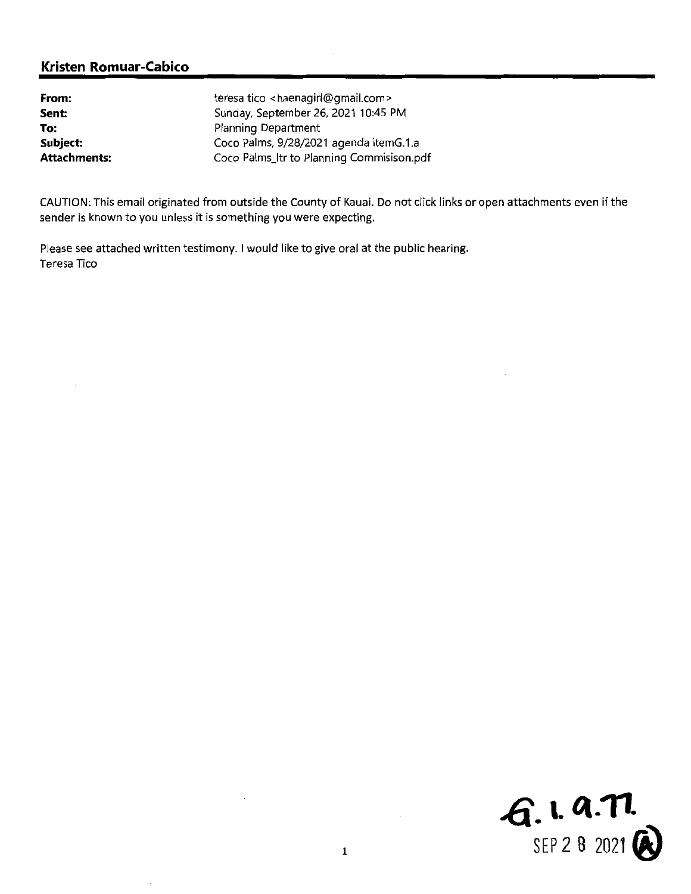## Kristen Romuar-Cabico

| | |
|---|---|
| **From:** | teresa tico <haenagirl@gmail.com> |
| **Sent:** | Sunday, September 26, 2021 10:45 PM |
| **To:** | Planning Department |
| **Subject:** | Coco Palms, 9/28/2021 agenda itemG.1.a |
| **Attachments:** | Coco Palms_ltr to Planning Commisison.pdf |

CAUTION: This email originated from outside the County of Kauai. Do not click links or open attachments even if the sender is known to you unless it is something you were expecting.

Please see attached written testimony. I would like to give oral at the public hearing.
Teresa Tico

G.1.a.11.
SEP 2 8 2021 (A)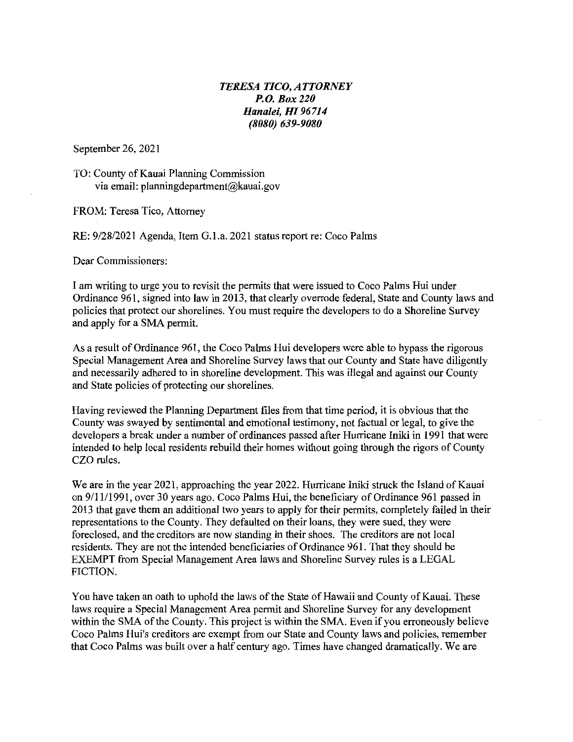***TERESA TICO, ATTORNEY***
***P.O. Box 220***
***Hanalei, HI 96714***
***(8080) 639-9080***

September 26, 2021

TO: County of Kauai Planning Commission
via email: planningdepartment@kauai.gov

FROM: Teresa Tico, Attorney

RE: 9/28/2021 Agenda, Item G.1.a. 2021 status report re: Coco Palms

Dear Commissioners:

I am writing to urge you to revisit the permits that were issued to Coco Palms Hui under Ordinance 961, signed into law in 2013, that clearly overrode federal, State and County laws and policies that protect our shorelines. You must require the developers to do a Shoreline Survey and apply for a SMA permit.

As a result of Ordinance 961, the Coco Palms Hui developers were able to bypass the rigorous Special Management Area and Shoreline Survey laws that our County and State have diligently and necessarily adhered to in shoreline development. This was illegal and against our County and State policies of protecting our shorelines.

Having reviewed the Planning Department files from that time period, it is obvious that the County was swayed by sentimental and emotional testimony, not factual or legal, to give the developers a break under a number of ordinances passed after Hurricane Iniki in 1991 that were intended to help local residents rebuild their homes without going through the rigors of County CZO rules.

We are in the year 2021, approaching the year 2022. Hurricane Iniki struck the Island of Kauai on 9/11/1991, over 30 years ago. Coco Palms Hui, the beneficiary of Ordinance 961 passed in 2013 that gave them an additional two years to apply for their permits, completely failed in their representations to the County. They defaulted on their loans, they were sued, they were foreclosed, and the creditors are now standing in their shoes. The creditors are not local residents. They are not the intended beneficiaries of Ordinance 961. That they should be EXEMPT from Special Management Area laws and Shoreline Survey rules is a LEGAL FICTION.

You have taken an oath to uphold the laws of the State of Hawaii and County of Kauai. These laws require a Special Management Area permit and Shoreline Survey for any development within the SMA of the County. This project is within the SMA. Even if you erroneously believe Coco Palms Hui's creditors are exempt from our State and County laws and policies, remember that Coco Palms was built over a half century ago. Times have changed dramatically. We are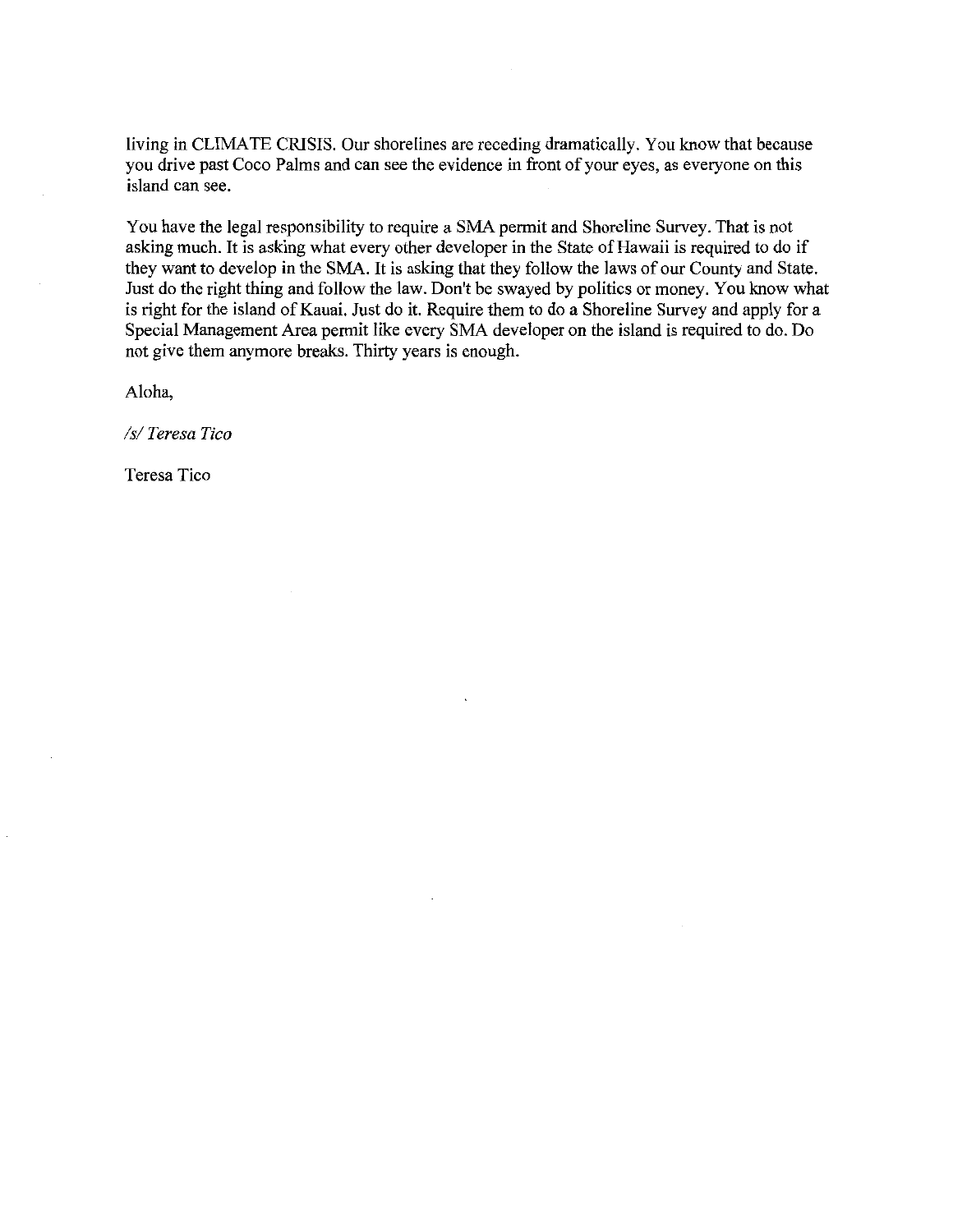living in CLIMATE CRISIS. Our shorelines are receding dramatically. You know that because you drive past Coco Palms and can see the evidence in front of your eyes, as everyone on this island can see.

You have the legal responsibility to require a SMA permit and Shoreline Survey. That is not asking much. It is asking what every other developer in the State of Hawaii is required to do if they want to develop in the SMA. It is asking that they follow the laws of our County and State. Just do the right thing and follow the law. Don't be swayed by politics or money. You know what is right for the island of Kauai. Just do it. Require them to do a Shoreline Survey and apply for a Special Management Area permit like every SMA developer on the island is required to do. Do not give them anymore breaks. Thirty years is enough.

Aloha,

*/s/ Teresa Tico*

Teresa Tico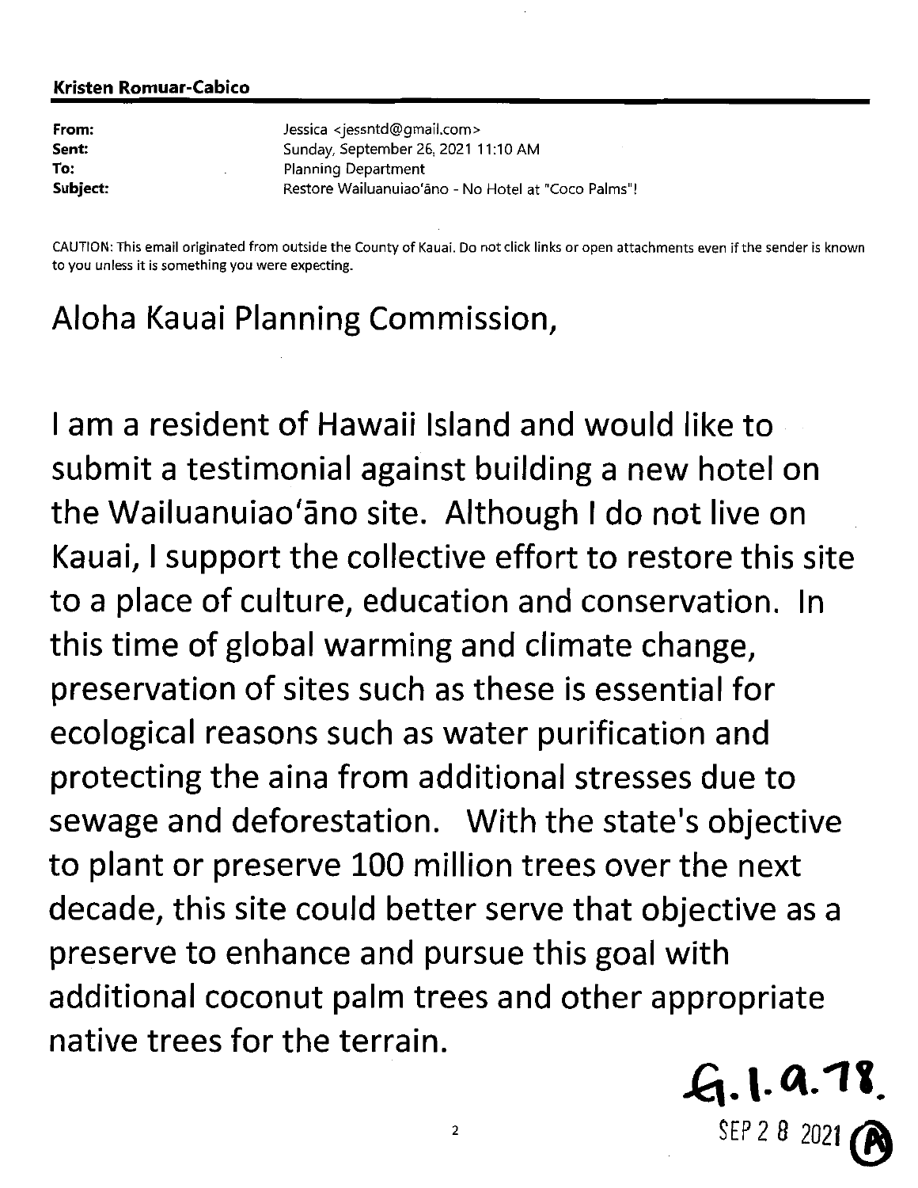**Kristen Romuar-Cabico**

| | |
|---|---|
| **From:** | Jessica <jessntd@gmail.com> |
| **Sent:** | Sunday, September 26, 2021 11:10 AM |
| **To:** | Planning Department |
| **Subject:** | Restore Wailuanuiaoʻāno - No Hotel at "Coco Palms"! |

CAUTION: This email originated from outside the County of Kauai. Do not click links or open attachments even if the sender is known to you unless it is something you were expecting.

Aloha Kauai Planning Commission,

I am a resident of Hawaii Island and would like to submit a testimonial against building a new hotel on the Wailuanuiaoʻāno site. Although I do not live on Kauai, I support the collective effort to restore this site to a place of culture, education and conservation. In this time of global warming and climate change, preservation of sites such as these is essential for ecological reasons such as water purification and protecting the aina from additional stresses due to sewage and deforestation. With the state's objective to plant or preserve 100 million trees over the next decade, this site could better serve that objective as a preserve to enhance and pursue this goal with additional coconut palm trees and other appropriate native trees for the terrain.

G.1.a.78.

SEP 2 8 2021 (A)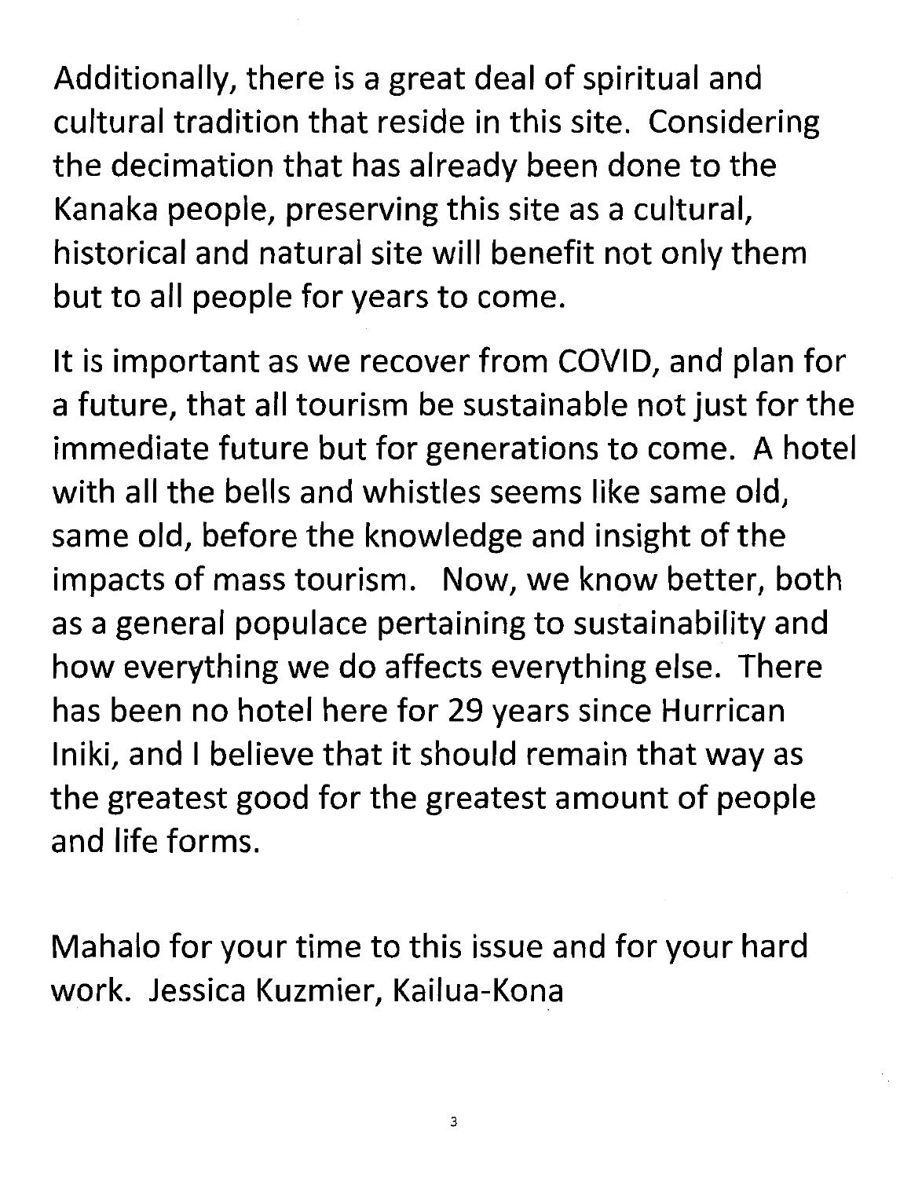Additionally, there is a great deal of spiritual and cultural tradition that reside in this site. Considering the decimation that has already been done to the Kanaka people, preserving this site as a cultural, historical and natural site will benefit not only them but to all people for years to come.

It is important as we recover from COVID, and plan for a future, that all tourism be sustainable not just for the immediate future but for generations to come. A hotel with all the bells and whistles seems like same old, same old, before the knowledge and insight of the impacts of mass tourism. Now, we know better, both as a general populace pertaining to sustainability and how everything we do affects everything else. There has been no hotel here for 29 years since Hurrican Iniki, and I believe that it should remain that way as the greatest good for the greatest amount of people and life forms.

Mahalo for your time to this issue and for your hard work. Jessica Kuzmier, Kailua-Kona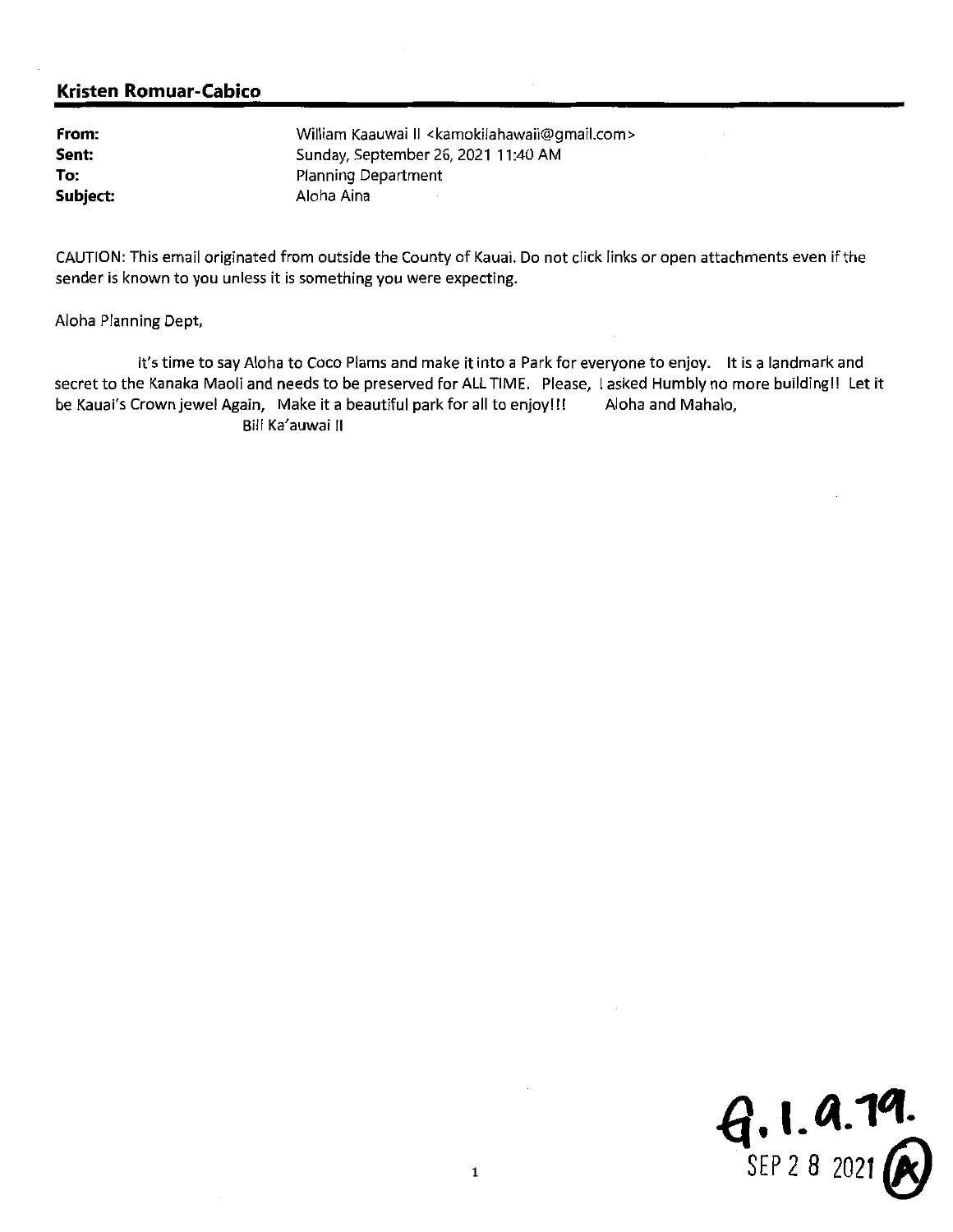**Kristen Romuar-Cabico**

**From:** William Kaauwai II <kamokilahawaii@gmail.com>
**Sent:** Sunday, September 26, 2021 11:40 AM
**To:** Planning Department
**Subject:** Aloha Aina

CAUTION: This email originated from outside the County of Kauai. Do not click links or open attachments even if the sender is known to you unless it is something you were expecting.

Aloha Planning Dept,

It's time to say Aloha to Coco Plams and make it into a Park for everyone to enjoy. It is a landmark and secret to the Kanaka Maoli and needs to be preserved for ALL TIME. Please, I asked Humbly no more building!! Let it be Kauai's Crown jewel Again, Make it a beautiful park for all to enjoy!!! Aloha and Mahalo,

Bill Ka'auwai II

G.1.a.19.
SEP 28 2021 (A)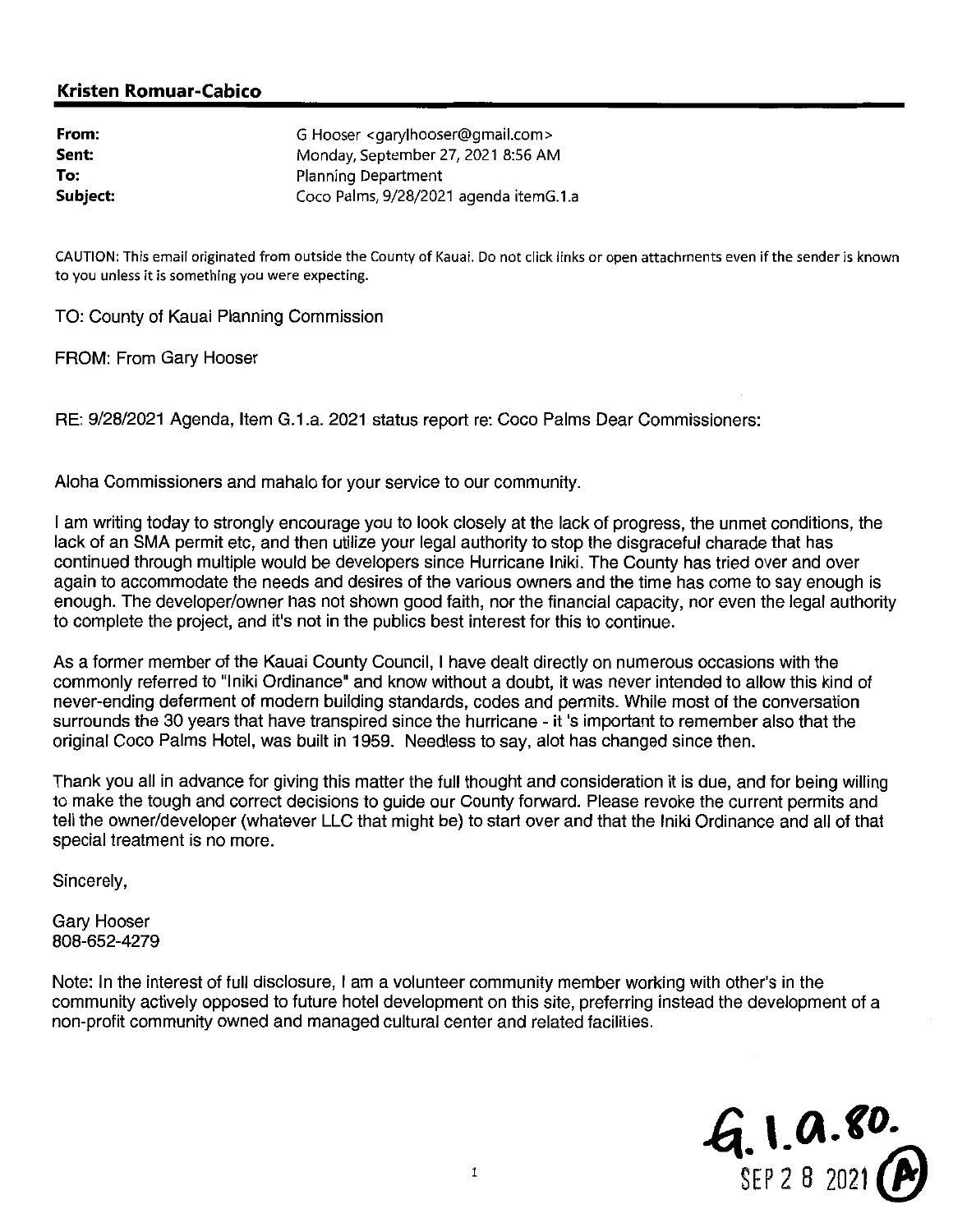**Kristen Romuar-Cabico**

| | |
|---|---|
| **From:** | G Hooser <garylhooser@gmail.com> |
| **Sent:** | Monday, September 27, 2021 8:56 AM |
| **To:** | Planning Department |
| **Subject:** | Coco Palms, 9/28/2021 agenda itemG.1.a |

CAUTION: This email originated from outside the County of Kauai. Do not click links or open attachments even if the sender is known to you unless it is something you were expecting.

TO: County of Kauai Planning Commission

FROM: From Gary Hooser

RE: 9/28/2021 Agenda, Item G.1.a. 2021 status report re: Coco Palms Dear Commissioners:

Aloha Commissioners and mahalo for your service to our community.

I am writing today to strongly encourage you to look closely at the lack of progress, the unmet conditions, the lack of an SMA permit etc, and then utilize your legal authority to stop the disgraceful charade that has continued through multiple would be developers since Hurricane Iniki. The County has tried over and over again to accommodate the needs and desires of the various owners and the time has come to say enough is enough. The developer/owner has not shown good faith, nor the financial capacity, nor even the legal authority to complete the project, and it's not in the publics best interest for this to continue.

As a former member of the Kauai County Council, I have dealt directly on numerous occasions with the commonly referred to "Iniki Ordinance" and know without a doubt, it was never intended to allow this kind of never-ending deferment of modern building standards, codes and permits. While most of the conversation surrounds the 30 years that have transpired since the hurricane - it 's important to remember also that the original Coco Palms Hotel, was built in 1959. Needless to say, alot has changed since then.

Thank you all in advance for giving this matter the full thought and consideration it is due, and for being willing to make the tough and correct decisions to guide our County forward. Please revoke the current permits and tell the owner/developer (whatever LLC that might be) to start over and that the Iniki Ordinance and all of that special treatment is no more.

Sincerely,

Gary Hooser
808-652-4279

Note: In the interest of full disclosure, I am a volunteer community member working with other's in the community actively opposed to future hotel development on this site, preferring instead the development of a non-profit community owned and managed cultural center and related facilities.

G.1.a.80.
SEP 2 8 2021 (A)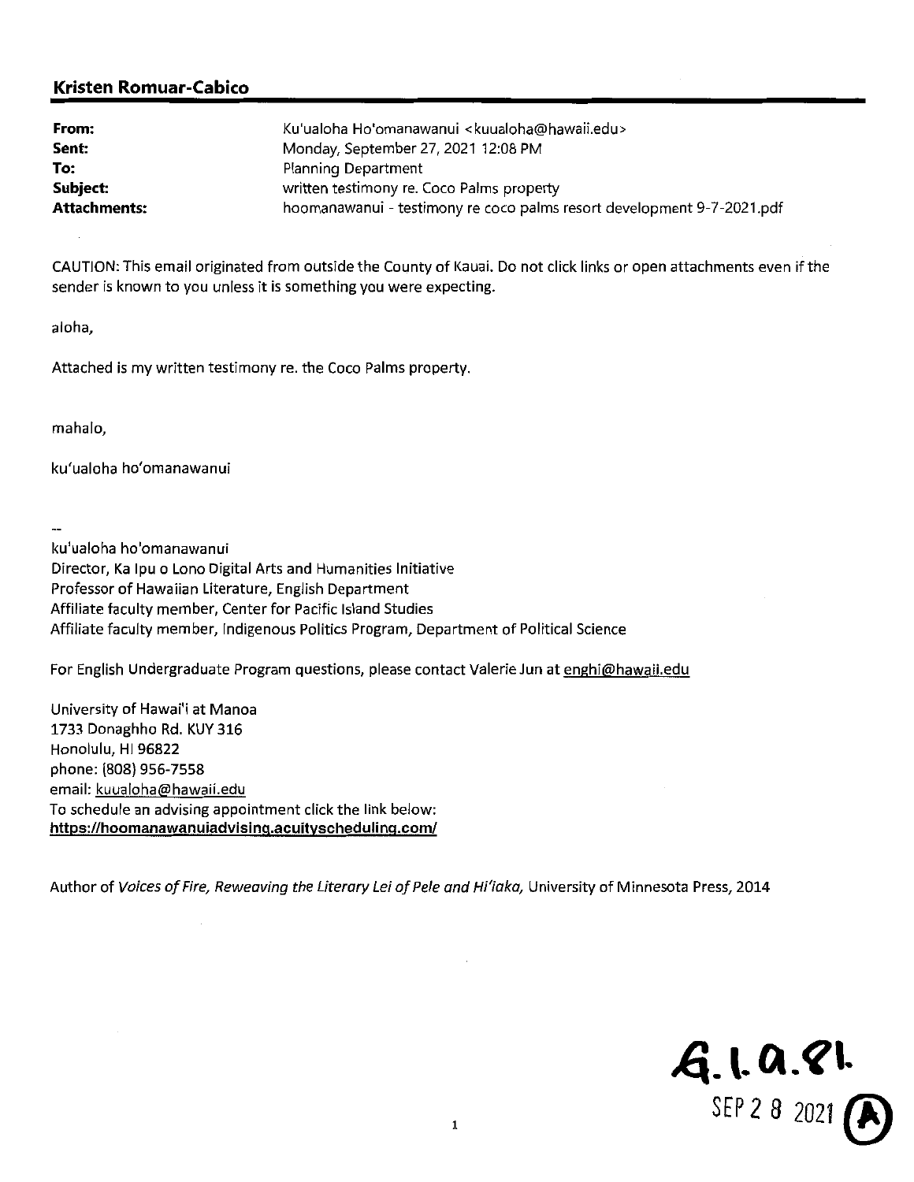**Kristen Romuar-Cabico**

| | |
|---|---|
| **From:** | Ku'ualoha Ho'omanawanui <kuualoha@hawaii.edu> |
| **Sent:** | Monday, September 27, 2021 12:08 PM |
| **To:** | Planning Department |
| **Subject:** | written testimony re. Coco Palms property |
| **Attachments:** | hoomanawanui - testimony re coco palms resort development 9-7-2021.pdf |

CAUTION: This email originated from outside the County of Kauai. Do not click links or open attachments even if the sender is known to you unless it is something you were expecting.

aloha,

Attached is my written testimony re. the Coco Palms property.

mahalo,

ku'ualoha ho'omanawanui

--

ku'ualoha ho'omanawanui
Director, Ka Ipu o Lono Digital Arts and Humanities Initiative
Professor of Hawaiian Literature, English Department
Affiliate faculty member, Center for Pacific Island Studies
Affiliate faculty member, Indigenous Politics Program, Department of Political Science

For English Undergraduate Program questions, please contact Valerie Jun at enghi@hawaii.edu

University of Hawai'i at Manoa
1733 Donaghho Rd. KUY 316
Honolulu, HI 96822
phone: (808) 956-7558
email: kuualoha@hawaii.edu
To schedule an advising appointment click the link below:
**https://hoomanawanuiadvising.acuityscheduling.com/**

Author of *Voices of Fire, Reweaving the Literary Lei of Pele and Hi'iaka,* University of Minnesota Press, 2014

G.1.a.81.
SEP 28 2021 (A)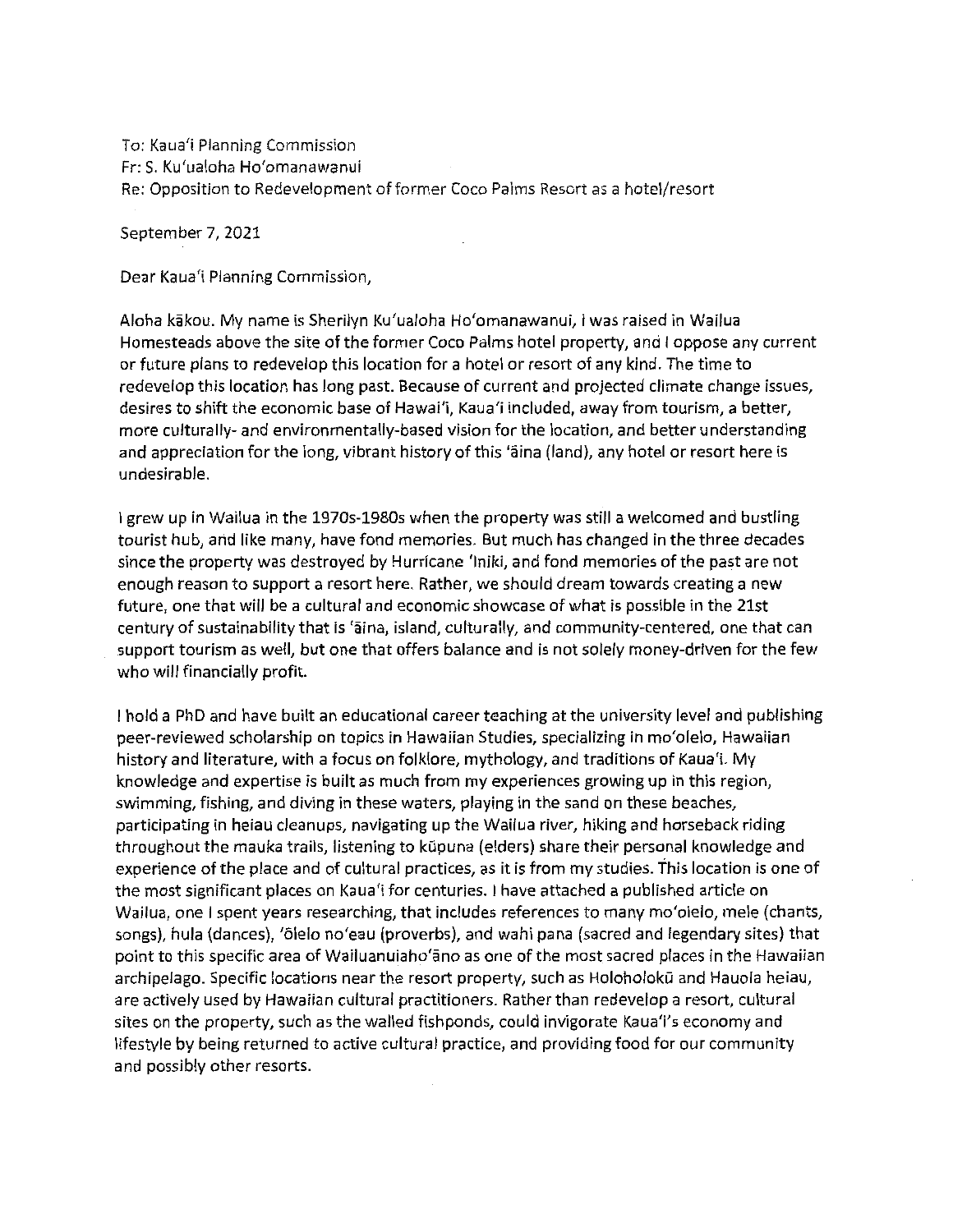To: Kaua'i Planning Commission
Fr: S. Ku'ualoha Ho'omanawanui
Re: Opposition to Redevelopment of former Coco Palms Resort as a hotel/resort

September 7, 2021

Dear Kaua'i Planning Commission,

Aloha kākou. My name is Sherilyn Ku'ualoha Ho'omanawanui, I was raised in Wailua Homesteads above the site of the former Coco Palms hotel property, and I oppose any current or future plans to redevelop this location for a hotel or resort of any kind. The time to redevelop this location has long past. Because of current and projected climate change issues, desires to shift the economic base of Hawai'i, Kaua'i included, away from tourism, a better, more culturally- and environmentally-based vision for the location, and better understanding and appreciation for the long, vibrant history of this 'āina (land), any hotel or resort here is undesirable.

I grew up in Wailua in the 1970s-1980s when the property was still a welcomed and bustling tourist hub, and like many, have fond memories. But much has changed in the three decades since the property was destroyed by Hurricane 'Iniki, and fond memories of the past are not enough reason to support a resort here. Rather, we should dream towards creating a new future, one that will be a cultural and economic showcase of what is possible in the 21st century of sustainability that is 'āina, island, culturally, and community-centered, one that can support tourism as well, but one that offers balance and is not solely money-driven for the few who will financially profit.

I hold a PhD and have built an educational career teaching at the university level and publishing peer-reviewed scholarship on topics in Hawaiian Studies, specializing in mo'olelo, Hawaiian history and literature, with a focus on folklore, mythology, and traditions of Kaua'i. My knowledge and expertise is built as much from my experiences growing up in this region, swimming, fishing, and diving in these waters, playing in the sand on these beaches, participating in heiau cleanups, navigating up the Wailua river, hiking and horseback riding throughout the mauka trails, listening to kūpuna (elders) share their personal knowledge and experience of the place and of cultural practices, as it is from my studies. This location is one of the most significant places on Kaua'i for centuries. I have attached a published article on Wailua, one I spent years researching, that includes references to many mo'olelo, mele (chants, songs), hula (dances), 'ōlelo no'eau (proverbs), and wahi pana (sacred and legendary sites) that point to this specific area of Wailuanuiaho'āno as one of the most sacred places in the Hawaiian archipelago. Specific locations near the resort property, such as Holoholokū and Hauola heiau, are actively used by Hawaiian cultural practitioners. Rather than redevelop a resort, cultural sites on the property, such as the walled fishponds, could invigorate Kaua'i's economy and lifestyle by being returned to active cultural practice, and providing food for our community and possibly other resorts.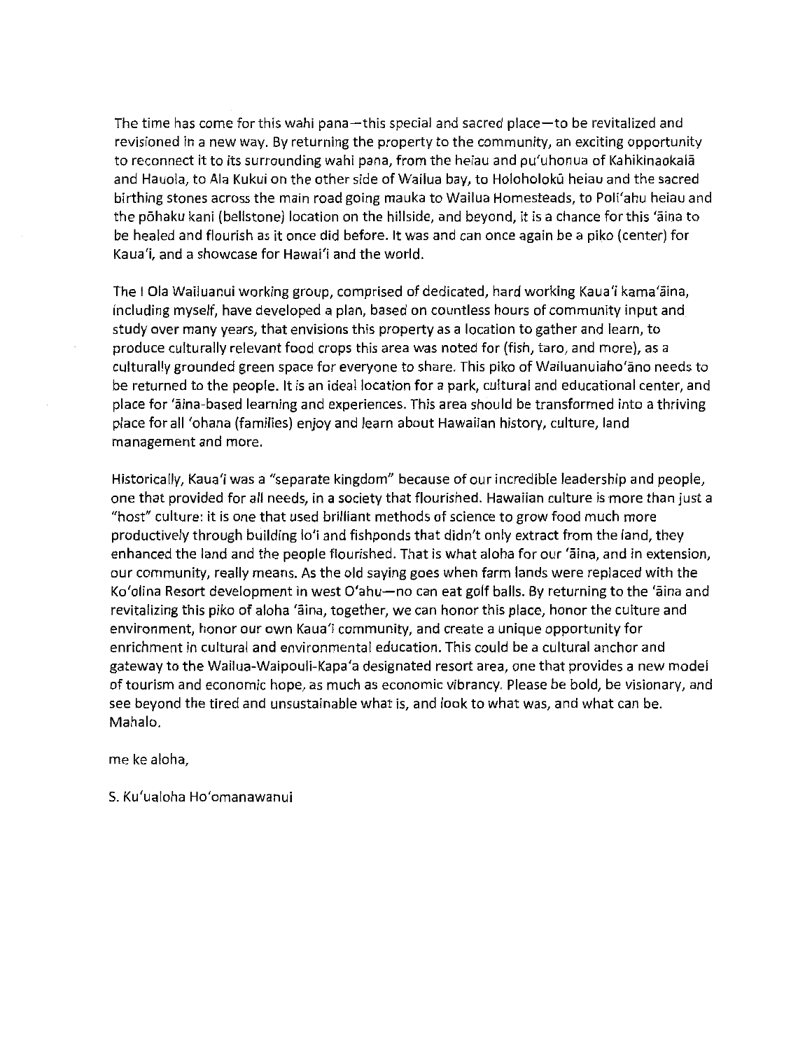The time has come for this wahi pana—this special and sacred place—to be revitalized and revisioned in a new way. By returning the property to the community, an exciting opportunity to reconnect it to its surrounding wahi pana, from the heiau and pu'uhonua of Kahikinaokalā and Hauola, to Ala Kukui on the other side of Wailua bay, to Holoholokū heiau and the sacred birthing stones across the main road going mauka to Wailua Homesteads, to Poli'ahu heiau and the pōhaku kani (bellstone) location on the hillside, and beyond, it is a chance for this 'āina to be healed and flourish as it once did before. It was and can once again be a piko (center) for Kaua'i, and a showcase for Hawai'i and the world.

The I Ola Wailuanui working group, comprised of dedicated, hard working Kaua'i kama'āina, including myself, have developed a plan, based on countless hours of community input and study over many years, that envisions this property as a location to gather and learn, to produce culturally relevant food crops this area was noted for (fish, taro, and more), as a culturally grounded green space for everyone to share. This piko of Wailuanuiaho'āno needs to be returned to the people. It is an ideal location for a park, cultural and educational center, and place for 'āina-based learning and experiences. This area should be transformed into a thriving place for all 'ohana (families) enjoy and learn about Hawaiian history, culture, land management and more.

Historically, Kaua'i was a "separate kingdom" because of our incredible leadership and people, one that provided for all needs, in a society that flourished. Hawaiian culture is more than just a "host" culture: it is one that used brilliant methods of science to grow food much more productively through building lo'i and fishponds that didn't only extract from the land, they enhanced the land and the people flourished. That is what aloha for our 'āina, and in extension, our community, really means. As the old saying goes when farm lands were replaced with the Ko'olina Resort development in west O'ahu—no can eat golf balls. By returning to the 'āina and revitalizing this piko of aloha 'āina, together, we can honor this place, honor the culture and environment, honor our own Kaua'i community, and create a unique opportunity for enrichment in cultural and environmental education. This could be a cultural anchor and gateway to the Wailua-Waipouli-Kapa'a designated resort area, one that provides a new model of tourism and economic hope, as much as economic vibrancy. Please be bold, be visionary, and see beyond the tired and unsustainable what is, and look to what was, and what can be. Mahalo.

me ke aloha,

S. Ku'ualoha Ho'omanawanui